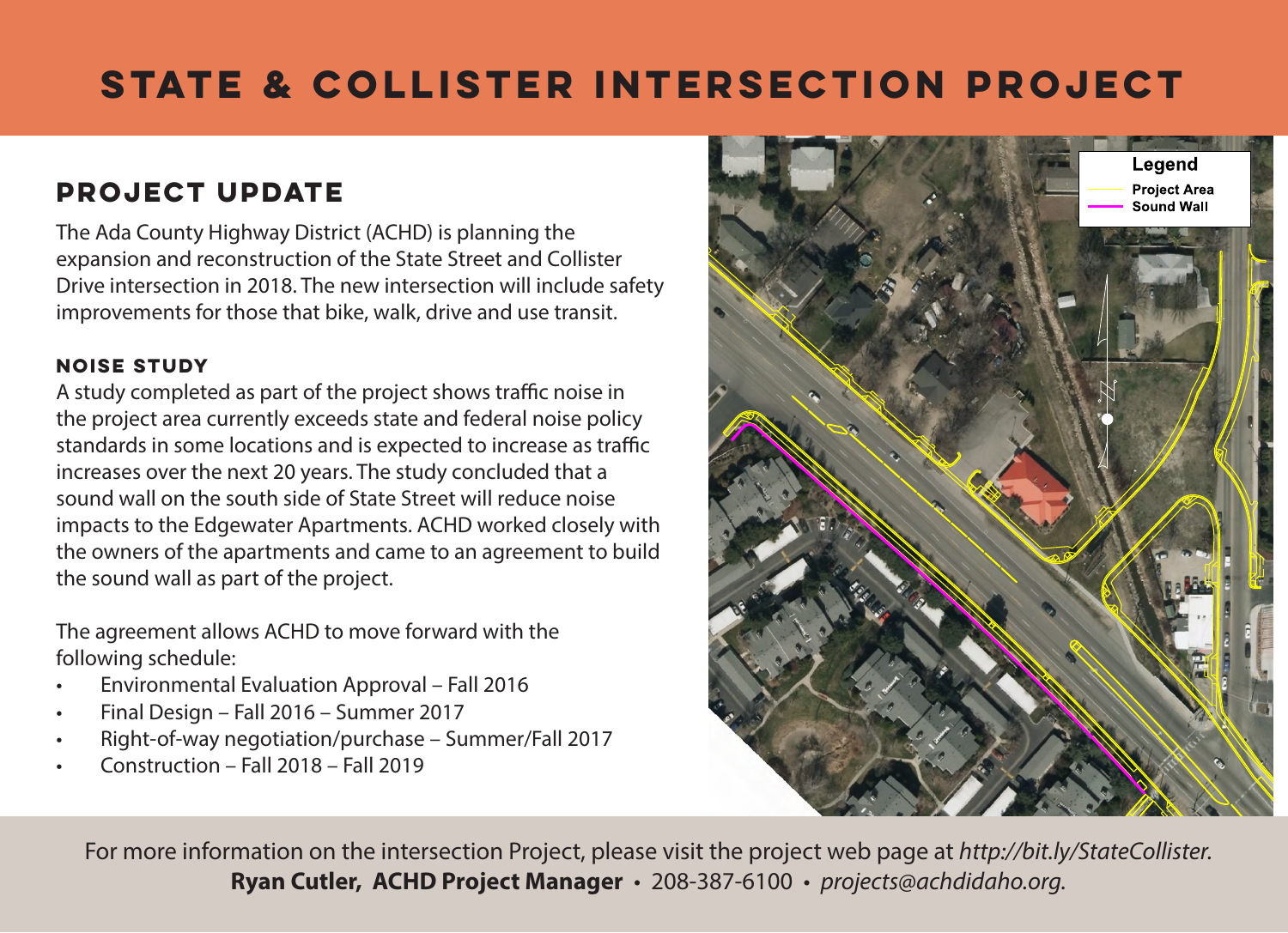# STATE & COLLISTER INTERSECTION PROJECT

## PROJECT UPDATE

The Ada County Highway District (ACHD) is planning the expansion and reconstruction of the State Street and Collister Drive intersection in 2018. The new intersection will include safety improvements for those that bike, walk, drive and use transit.

### NOISE STUDY

A study completed as part of the project shows traffic noise in the project area currently exceeds state and federal noise policy standards in some locations and is expected to increase as traffic increases over the next 20 years. The study concluded that a sound wall on the south side of State Street will reduce noise impacts to the Edgewater Apartments. ACHD worked closely with the owners of the apartments and came to an agreement to build the sound wall as part of the project.

The agreement allows ACHD to move forward with the following schedule:

- Environmental Evaluation Approval – Fall 2016
- Final Design – Fall 2016 – Summer 2017
- Right-of-way negotiation/purchase – Summer/Fall 2017
- Construction – Fall 2018 – Fall 2019

Legend
- Project Area
- Sound Wall

For more information on the intersection Project, please visit the project web page at *http://bit.ly/StateCollister.*
**Ryan Cutler, ACHD Project Manager** • 208-387-6100 • *projects@achdidaho.org.*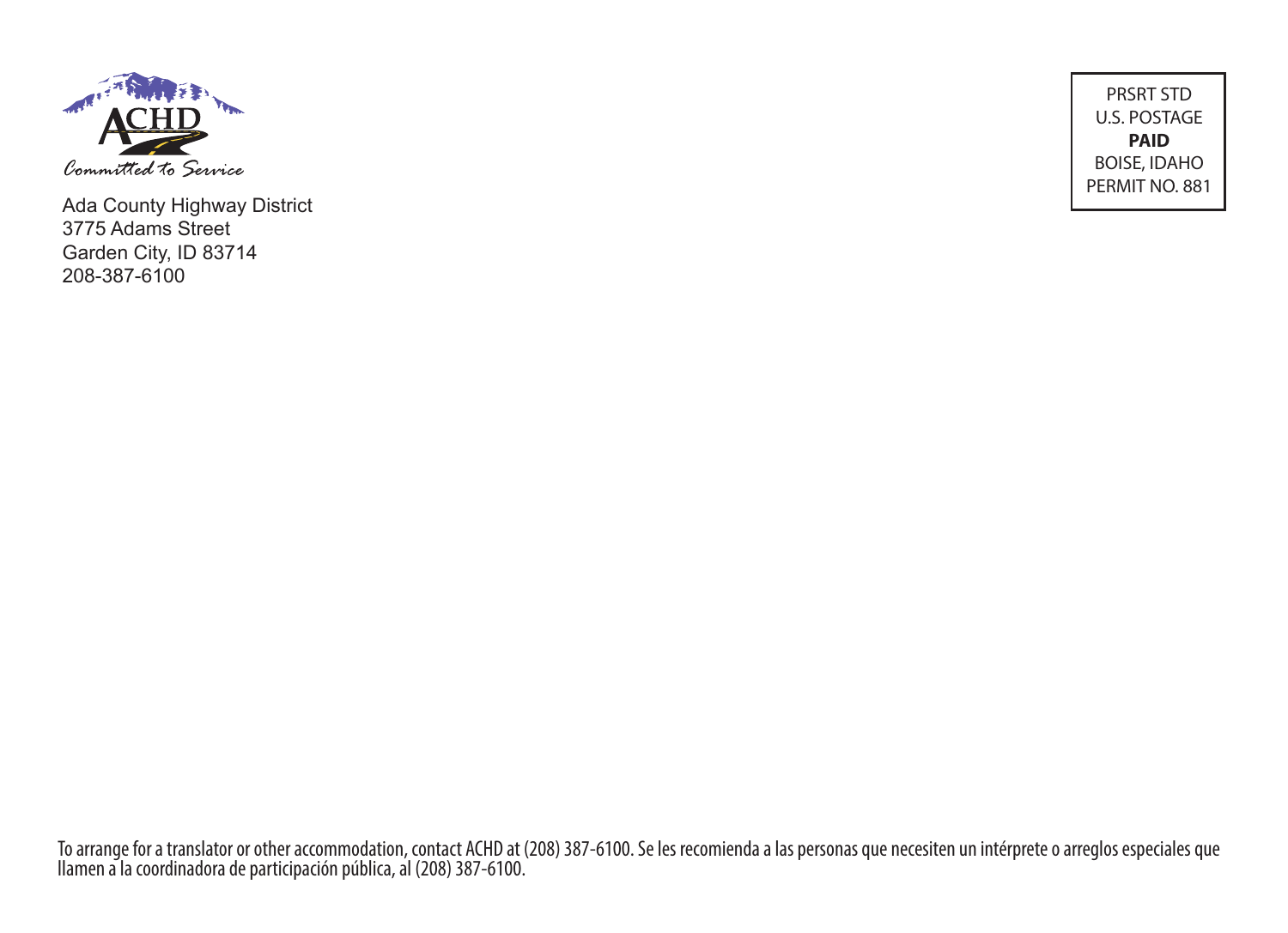ACHD

*Committed to Service*

Ada County Highway District
3775 Adams Street
Garden City, ID 83714
208-387-6100

PRSRT STD
U.S. POSTAGE
**PAID**
BOISE, IDAHO
PERMIT NO. 881

To arrange for a translator or other accommodation, contact ACHD at (208) 387-6100. Se les recomienda a las personas que necesiten un intérprete o arreglos especiales que llamen a la coordinadora de participación pública, al (208) 387-6100.